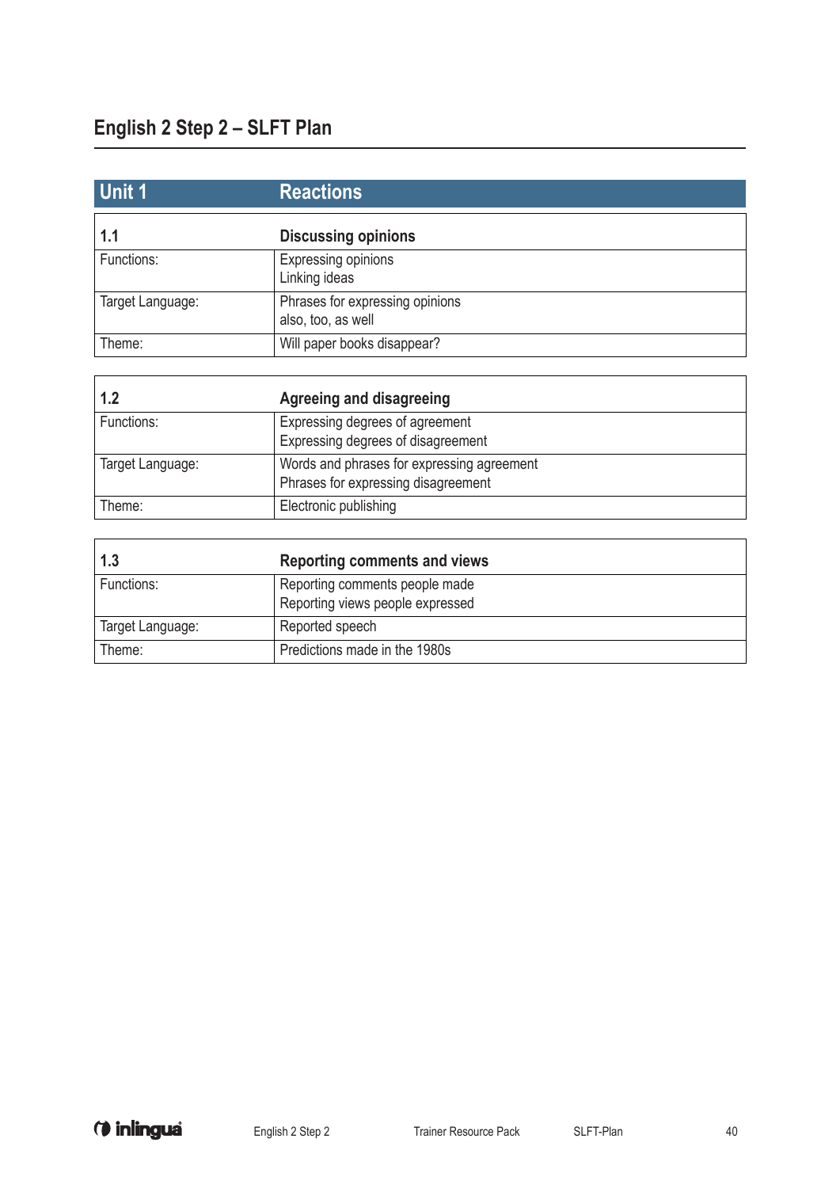# English 2 Step 2 – SLFT Plan

## Unit 1 Reactions

| 1.1 | Discussing opinions |
|---|---|
| Functions: | Expressing opinions<br>Linking ideas |
| Target Language: | Phrases for expressing opinions<br>also, too, as well |
| Theme: | Will paper books disappear? |

| 1.2 | Agreeing and disagreeing |
|---|---|
| Functions: | Expressing degrees of agreement<br>Expressing degrees of disagreement |
| Target Language: | Words and phrases for expressing agreement<br>Phrases for expressing disagreement |
| Theme: | Electronic publishing |

| 1.3 | Reporting comments and views |
|---|---|
| Functions: | Reporting comments people made<br>Reporting views people expressed |
| Target Language: | Reported speech |
| Theme: | Predictions made in the 1980s |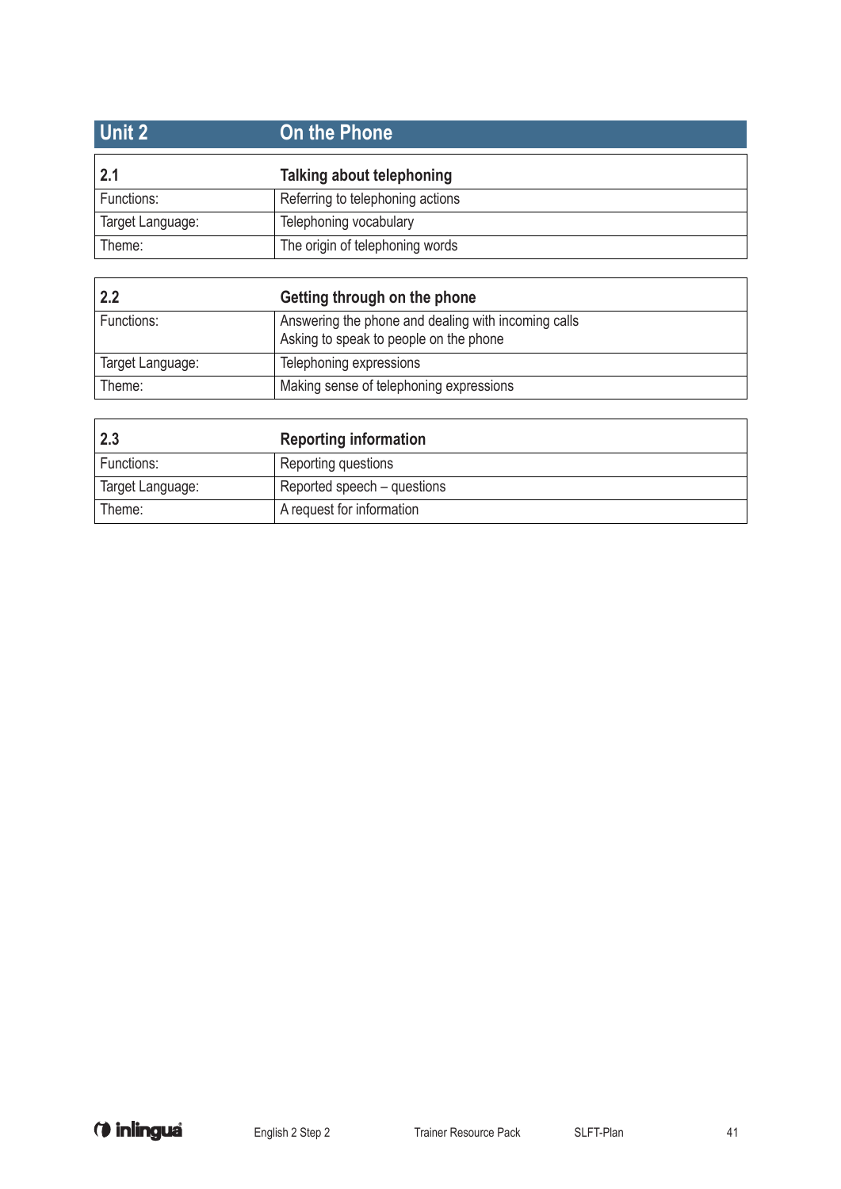## Unit 2 On the Phone

| 2.1 | Talking about telephoning |
|---|---|
| Functions: | Referring to telephoning actions |
| Target Language: | Telephoning vocabulary |
| Theme: | The origin of telephoning words |

| 2.2 | Getting through on the phone |
|---|---|
| Functions: | Answering the phone and dealing with incoming calls<br>Asking to speak to people on the phone |
| Target Language: | Telephoning expressions |
| Theme: | Making sense of telephoning expressions |

| 2.3 | Reporting information |
|---|---|
| Functions: | Reporting questions |
| Target Language: | Reported speech – questions |
| Theme: | A request for information |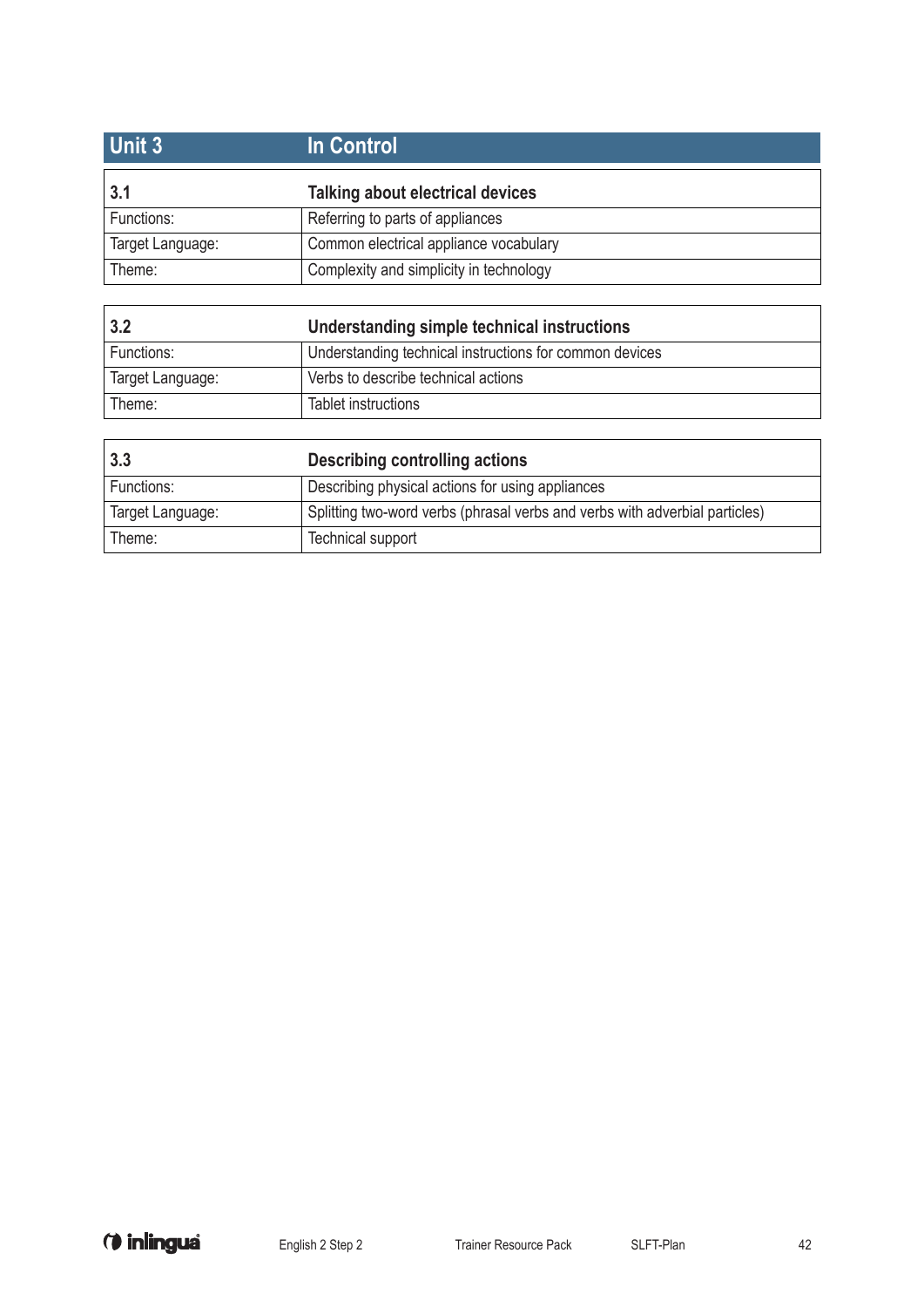## Unit 3 In Control

| 3.1 | Talking about electrical devices |
|---|---|
| Functions: | Referring to parts of appliances |
| Target Language: | Common electrical appliance vocabulary |
| Theme: | Complexity and simplicity in technology |

| 3.2 | Understanding simple technical instructions |
|---|---|
| Functions: | Understanding technical instructions for common devices |
| Target Language: | Verbs to describe technical actions |
| Theme: | Tablet instructions |

| 3.3 | Describing controlling actions |
|---|---|
| Functions: | Describing physical actions for using appliances |
| Target Language: | Splitting two-word verbs (phrasal verbs and verbs with adverbial particles) |
| Theme: | Technical support |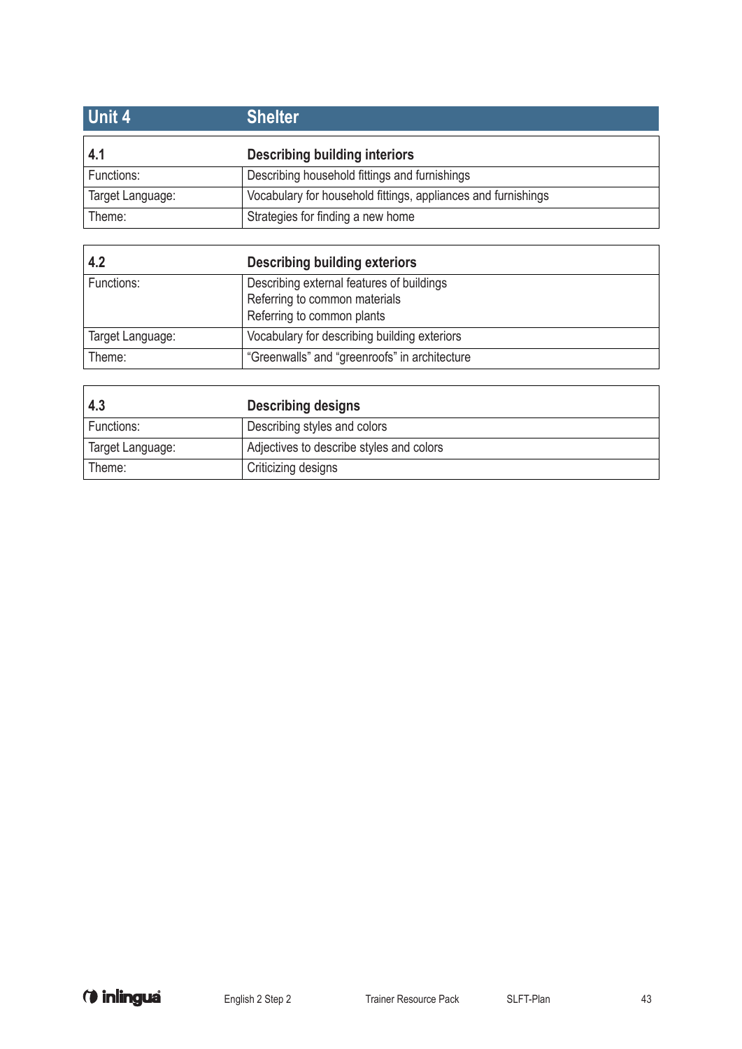## Unit 4 Shelter

| 4.1 | Describing building interiors |
| --- | --- |
| Functions: | Describing household fittings and furnishings |
| Target Language: | Vocabulary for household fittings, appliances and furnishings |
| Theme: | Strategies for finding a new home |

| 4.2 | Describing building exteriors |
| --- | --- |
| Functions: | Describing external features of buildings<br>Referring to common materials<br>Referring to common plants |
| Target Language: | Vocabulary for describing building exteriors |
| Theme: | “Greenwalls” and “greenroofs” in architecture |

| 4.3 | Describing designs |
| --- | --- |
| Functions: | Describing styles and colors |
| Target Language: | Adjectives to describe styles and colors |
| Theme: | Criticizing designs |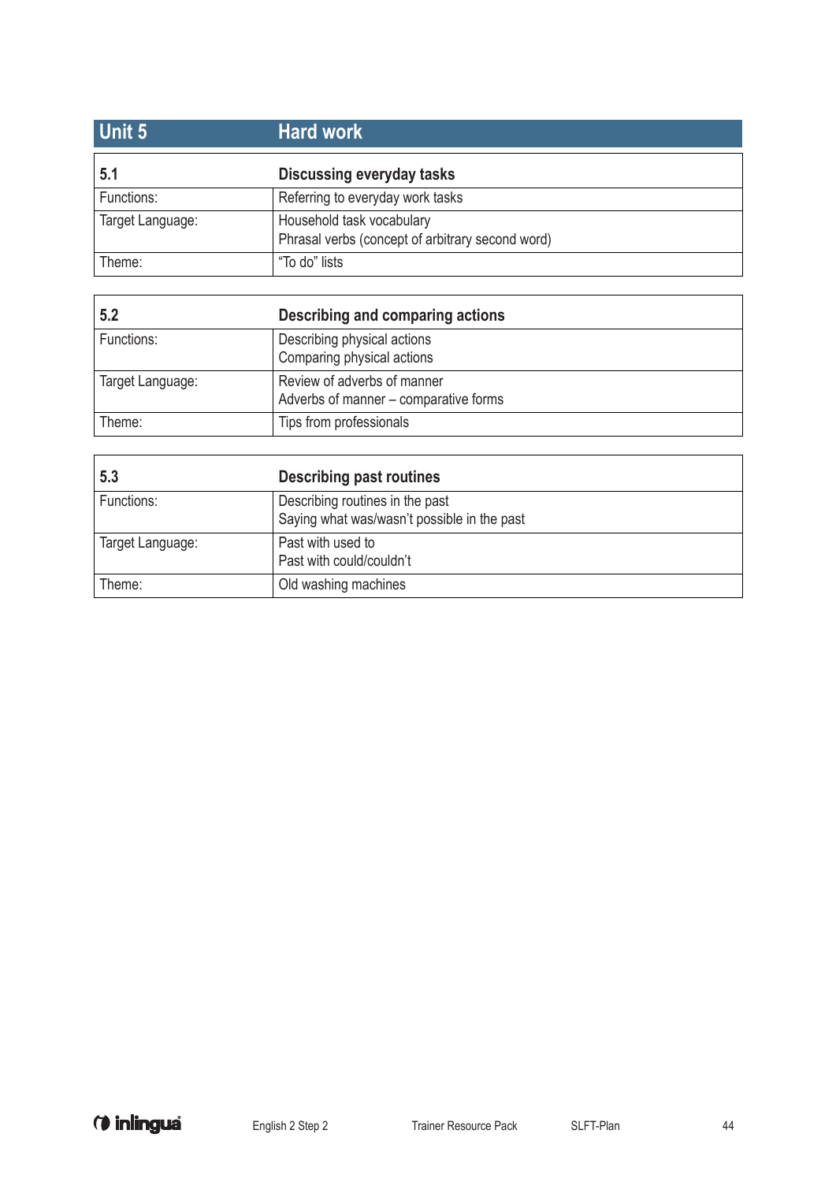## Unit 5 — Hard work

| 5.1 | Discussing everyday tasks |
|---|---|
| Functions: | Referring to everyday work tasks |
| Target Language: | Household task vocabulary<br>Phrasal verbs (concept of arbitrary second word) |
| Theme: | "To do" lists |

| 5.2 | Describing and comparing actions |
|---|---|
| Functions: | Describing physical actions<br>Comparing physical actions |
| Target Language: | Review of adverbs of manner<br>Adverbs of manner – comparative forms |
| Theme: | Tips from professionals |

| 5.3 | Describing past routines |
|---|---|
| Functions: | Describing routines in the past<br>Saying what was/wasn't possible in the past |
| Target Language: | Past with used to<br>Past with could/couldn't |
| Theme: | Old washing machines |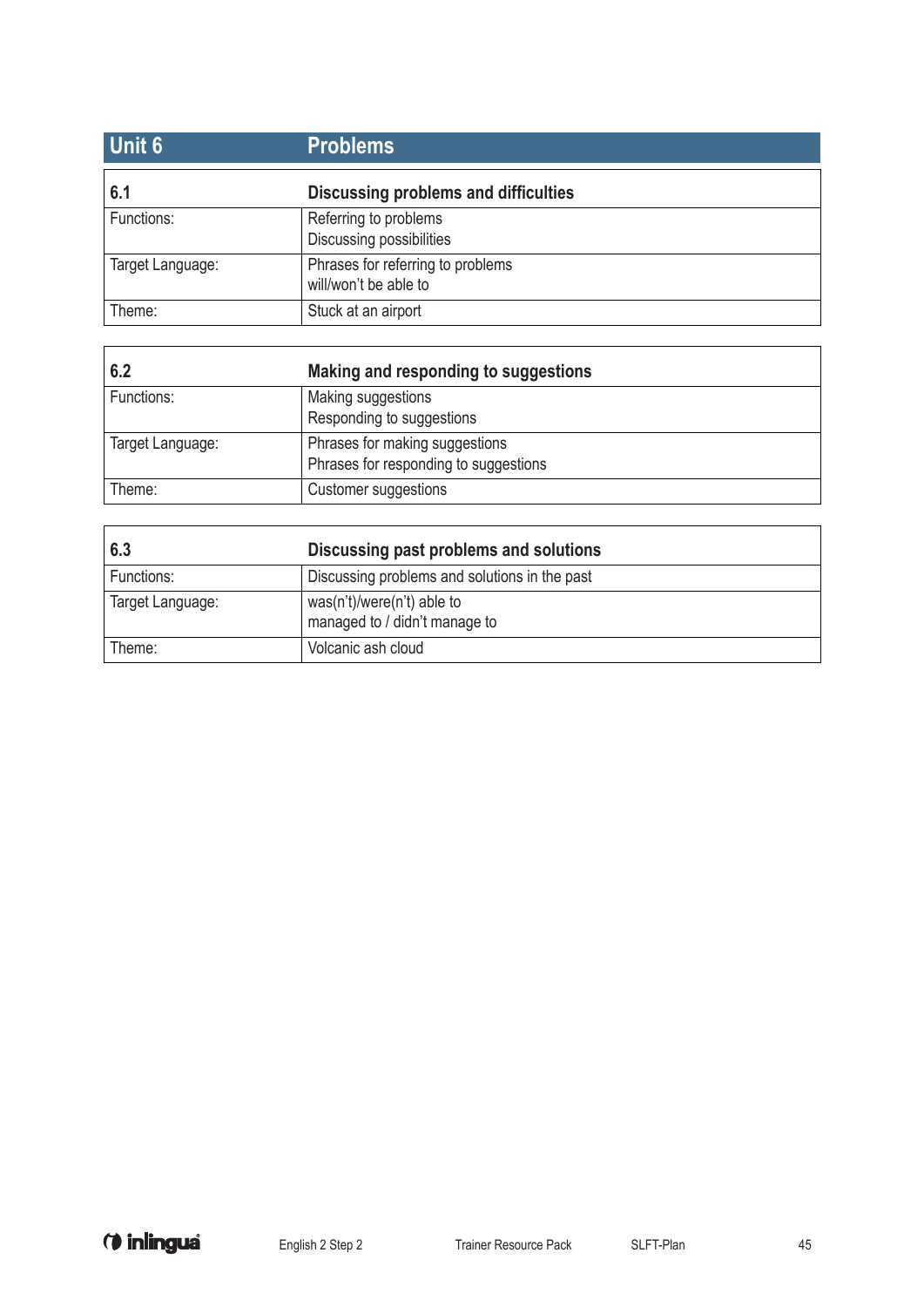## Unit 6 Problems

| 6.1 | Discussing problems and difficulties |
|---|---|
| Functions: | Referring to problems<br>Discussing possibilities |
| Target Language: | Phrases for referring to problems<br>will/won't be able to |
| Theme: | Stuck at an airport |

| 6.2 | Making and responding to suggestions |
|---|---|
| Functions: | Making suggestions<br>Responding to suggestions |
| Target Language: | Phrases for making suggestions<br>Phrases for responding to suggestions |
| Theme: | Customer suggestions |

| 6.3 | Discussing past problems and solutions |
|---|---|
| Functions: | Discussing problems and solutions in the past |
| Target Language: | was(n't)/were(n't) able to<br>managed to / didn't manage to |
| Theme: | Volcanic ash cloud |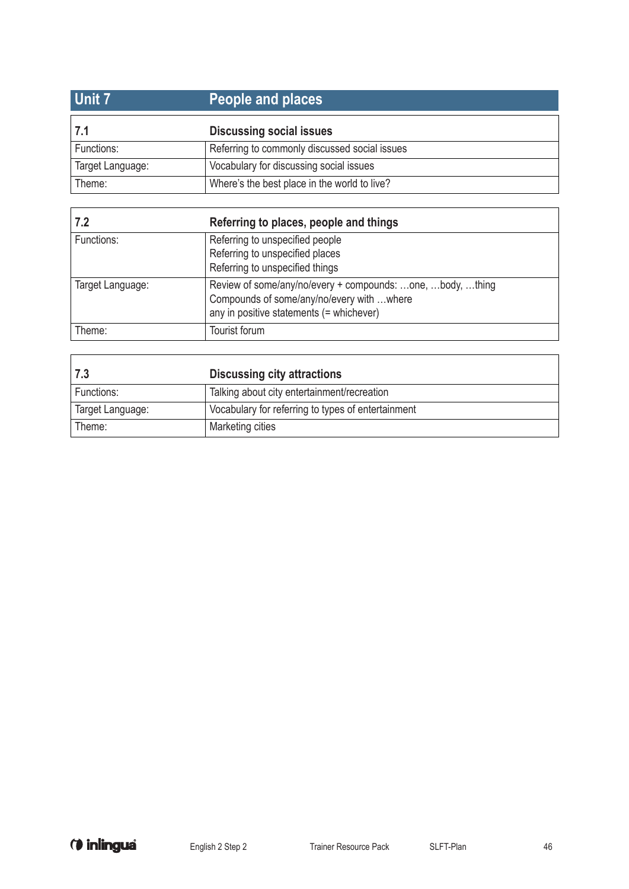| Unit 7 | People and places |
|---|---|

| 7.1 | Discussing social issues |
|---|---|
| Functions: | Referring to commonly discussed social issues |
| Target Language: | Vocabulary for discussing social issues |
| Theme: | Where's the best place in the world to live? |

| 7.2 | Referring to places, people and things |
|---|---|
| Functions: | Referring to unspecified people<br>Referring to unspecified places<br>Referring to unspecified things |
| Target Language: | Review of some/any/no/every + compounds: …one, …body, …thing<br>Compounds of some/any/no/every with …where<br>any in positive statements (= whichever) |
| Theme: | Tourist forum |

| 7.3 | Discussing city attractions |
|---|---|
| Functions: | Talking about city entertainment/recreation |
| Target Language: | Vocabulary for referring to types of entertainment |
| Theme: | Marketing cities |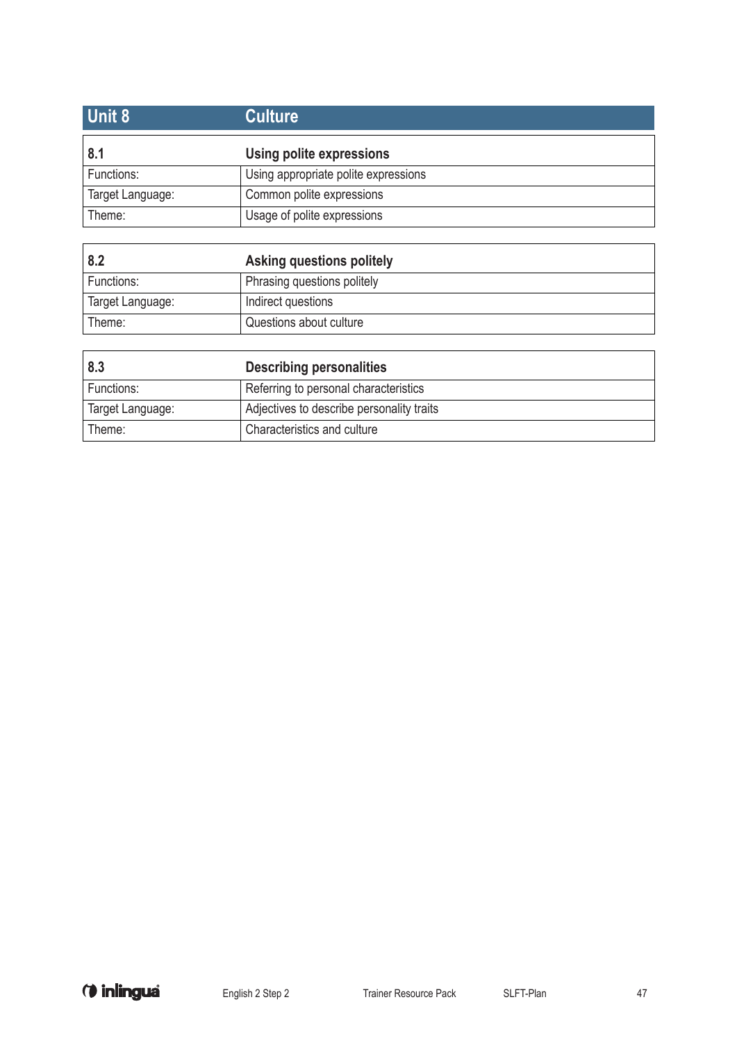## Unit 8 — Culture

| 8.1 | Using polite expressions |
|---|---|
| Functions: | Using appropriate polite expressions |
| Target Language: | Common polite expressions |
| Theme: | Usage of polite expressions |

| 8.2 | Asking questions politely |
|---|---|
| Functions: | Phrasing questions politely |
| Target Language: | Indirect questions |
| Theme: | Questions about culture |

| 8.3 | Describing personalities |
|---|---|
| Functions: | Referring to personal characteristics |
| Target Language: | Adjectives to describe personality traits |
| Theme: | Characteristics and culture |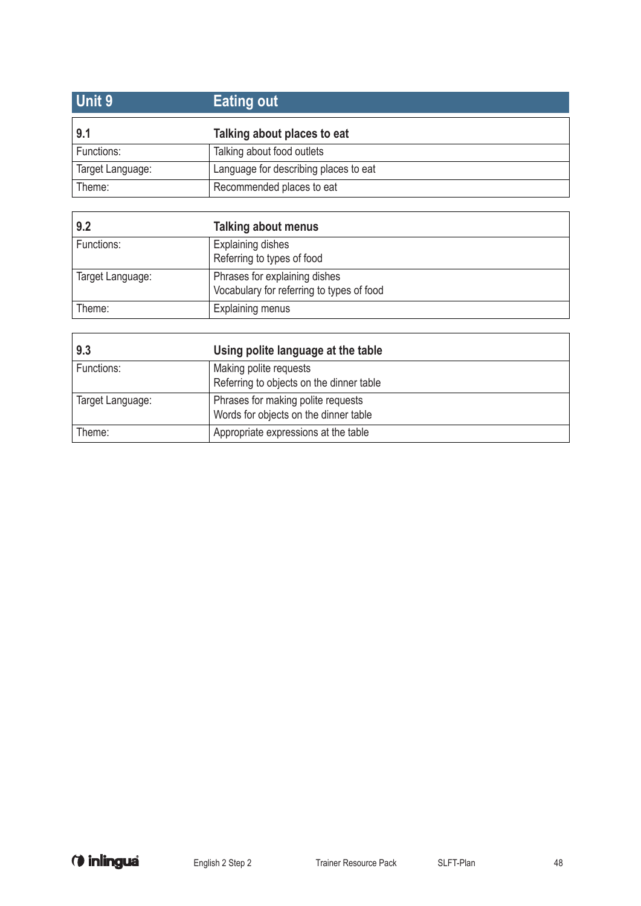## Unit 9 Eating out

| 9.1 | Talking about places to eat |
|---|---|
| Functions: | Talking about food outlets |
| Target Language: | Language for describing places to eat |
| Theme: | Recommended places to eat |

| 9.2 | Talking about menus |
|---|---|
| Functions: | Explaining dishes<br>Referring to types of food |
| Target Language: | Phrases for explaining dishes<br>Vocabulary for referring to types of food |
| Theme: | Explaining menus |

| 9.3 | Using polite language at the table |
|---|---|
| Functions: | Making polite requests<br>Referring to objects on the dinner table |
| Target Language: | Phrases for making polite requests<br>Words for objects on the dinner table |
| Theme: | Appropriate expressions at the table |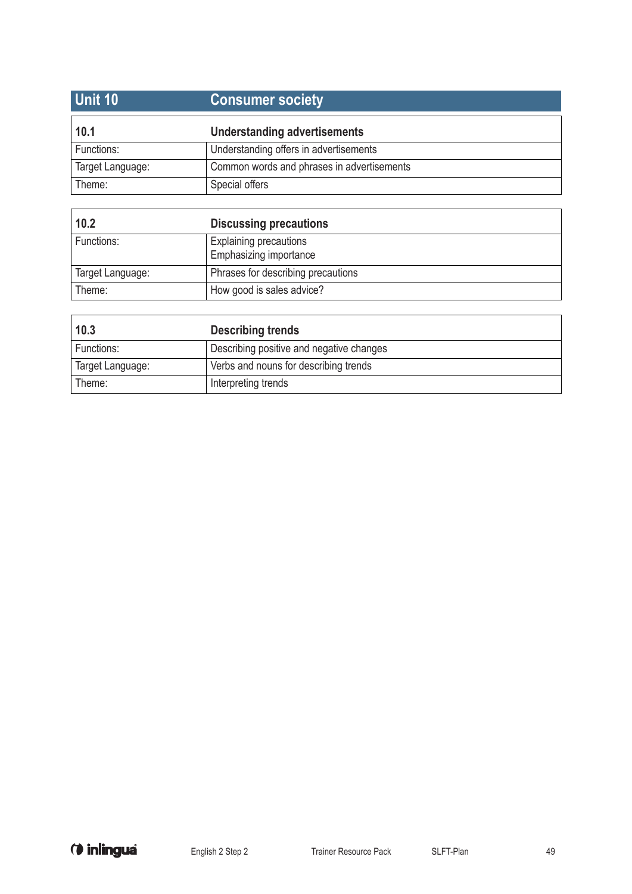| Unit 10 | Consumer society |
|---|---|

| **10.1** | **Understanding advertisements** |
|---|---|
| Functions: | Understanding offers in advertisements |
| Target Language: | Common words and phrases in advertisements |
| Theme: | Special offers |

| **10.2** | **Discussing precautions** |
|---|---|
| Functions: | Explaining precautions<br>Emphasizing importance |
| Target Language: | Phrases for describing precautions |
| Theme: | How good is sales advice? |

| **10.3** | **Describing trends** |
|---|---|
| Functions: | Describing positive and negative changes |
| Target Language: | Verbs and nouns for describing trends |
| Theme: | Interpreting trends |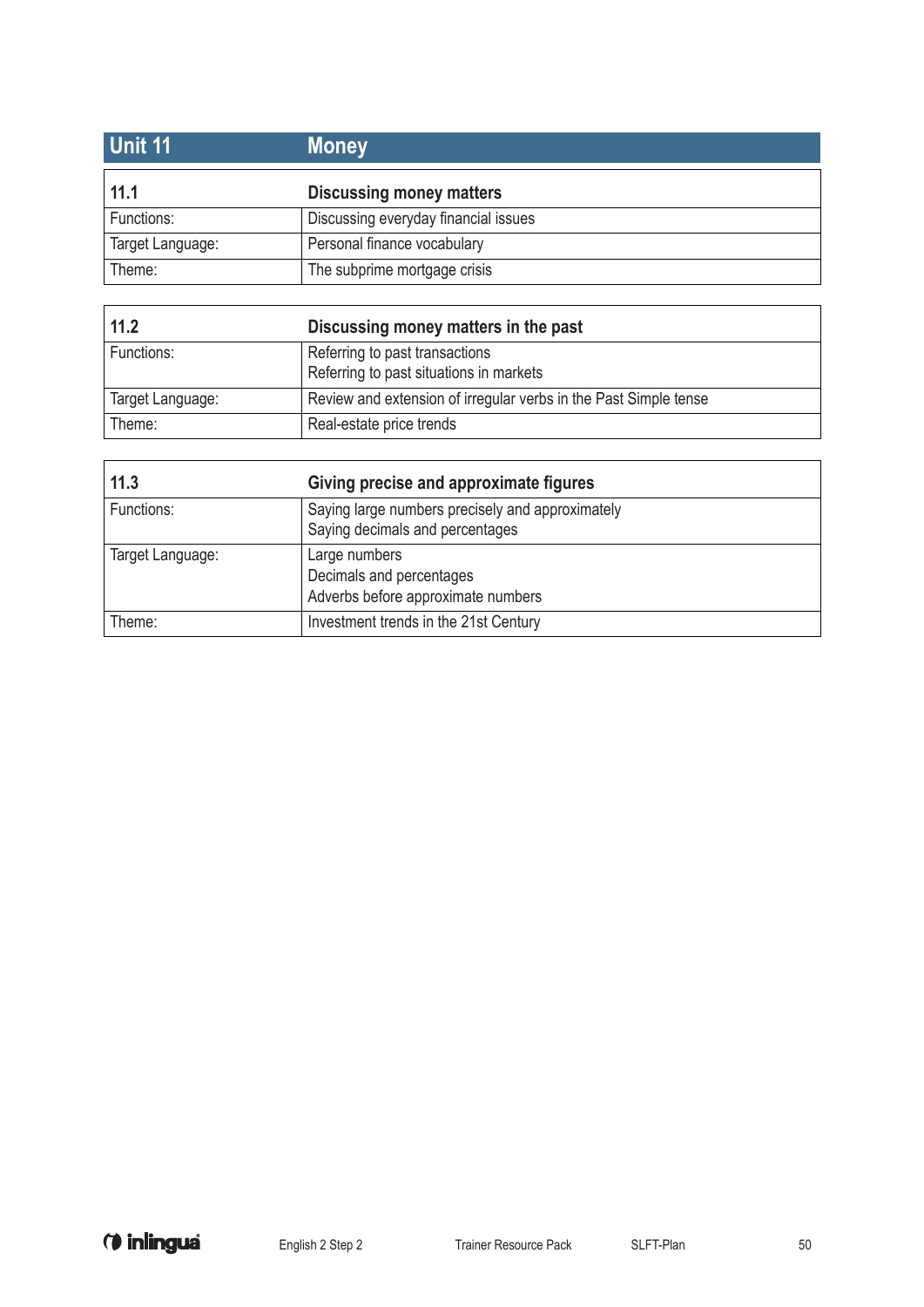| Unit 11 | Money |
|---|---|

| 11.1 | Discussing money matters |
|---|---|
| Functions: | Discussing everyday financial issues |
| Target Language: | Personal finance vocabulary |
| Theme: | The subprime mortgage crisis |

| 11.2 | Discussing money matters in the past |
|---|---|
| Functions: | Referring to past transactions<br>Referring to past situations in markets |
| Target Language: | Review and extension of irregular verbs in the Past Simple tense |
| Theme: | Real-estate price trends |

| 11.3 | Giving precise and approximate figures |
|---|---|
| Functions: | Saying large numbers precisely and approximately<br>Saying decimals and percentages |
| Target Language: | Large numbers<br>Decimals and percentages<br>Adverbs before approximate numbers |
| Theme: | Investment trends in the 21st Century |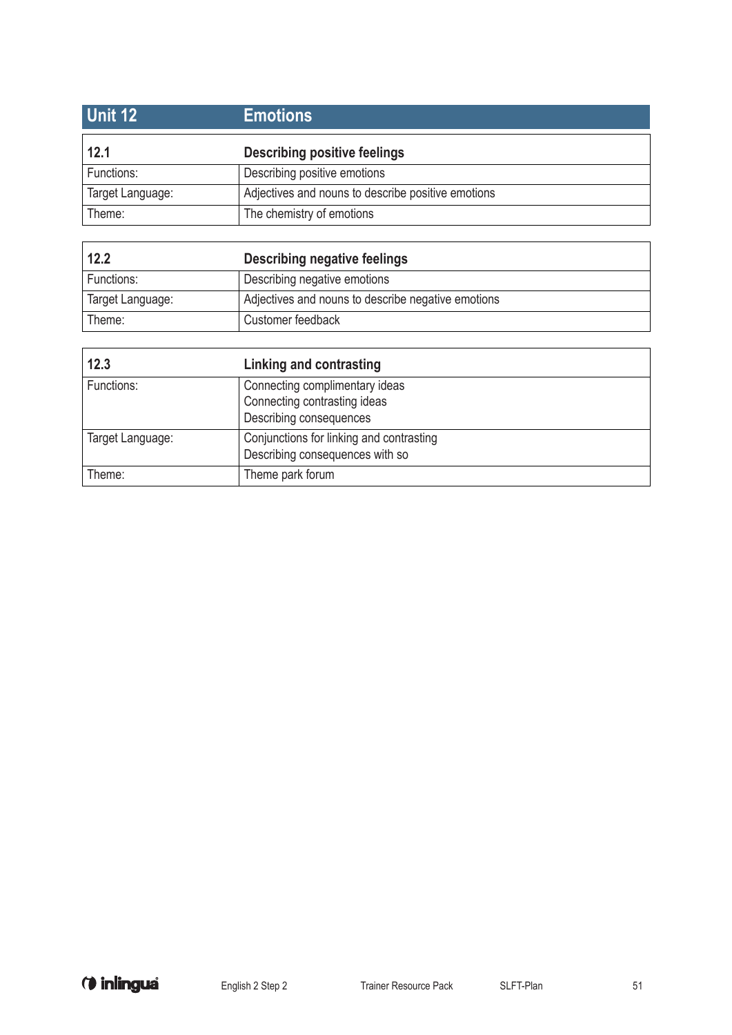## Unit 12 Emotions

| 12.1 | Describing positive feelings |
|---|---|
| Functions: | Describing positive emotions |
| Target Language: | Adjectives and nouns to describe positive emotions |
| Theme: | The chemistry of emotions |

| 12.2 | Describing negative feelings |
|---|---|
| Functions: | Describing negative emotions |
| Target Language: | Adjectives and nouns to describe negative emotions |
| Theme: | Customer feedback |

| 12.3 | Linking and contrasting |
|---|---|
| Functions: | Connecting complimentary ideas<br>Connecting contrasting ideas<br>Describing consequences |
| Target Language: | Conjunctions for linking and contrasting<br>Describing consequences with so |
| Theme: | Theme park forum |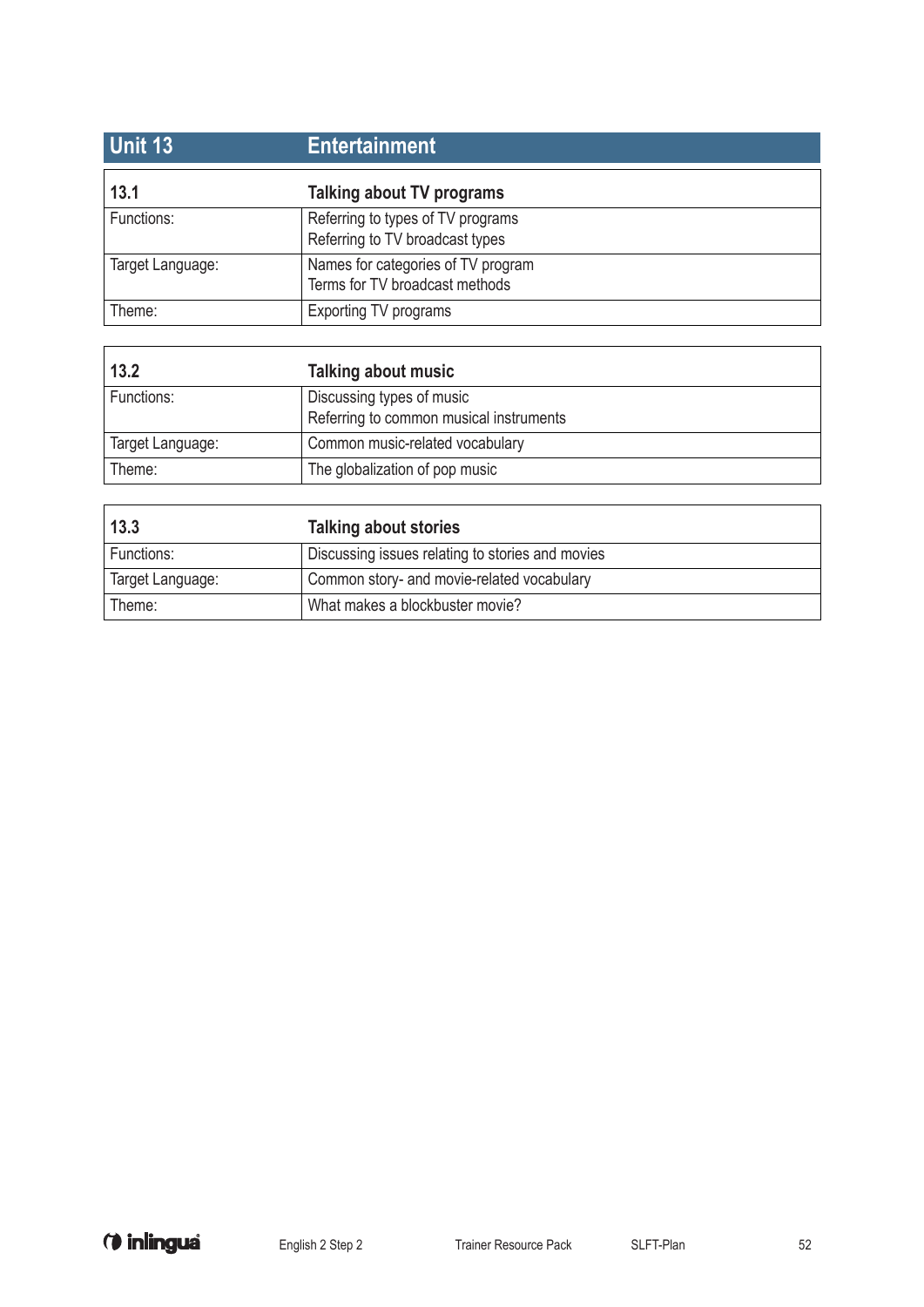| Unit 13 | Entertainment |
|---|---|

| 13.1 | Talking about TV programs |
|---|---|
| Functions: | Referring to types of TV programs<br>Referring to TV broadcast types |
| Target Language: | Names for categories of TV program<br>Terms for TV broadcast methods |
| Theme: | Exporting TV programs |

| 13.2 | Talking about music |
|---|---|
| Functions: | Discussing types of music<br>Referring to common musical instruments |
| Target Language: | Common music-related vocabulary |
| Theme: | The globalization of pop music |

| 13.3 | Talking about stories |
|---|---|
| Functions: | Discussing issues relating to stories and movies |
| Target Language: | Common story- and movie-related vocabulary |
| Theme: | What makes a blockbuster movie? |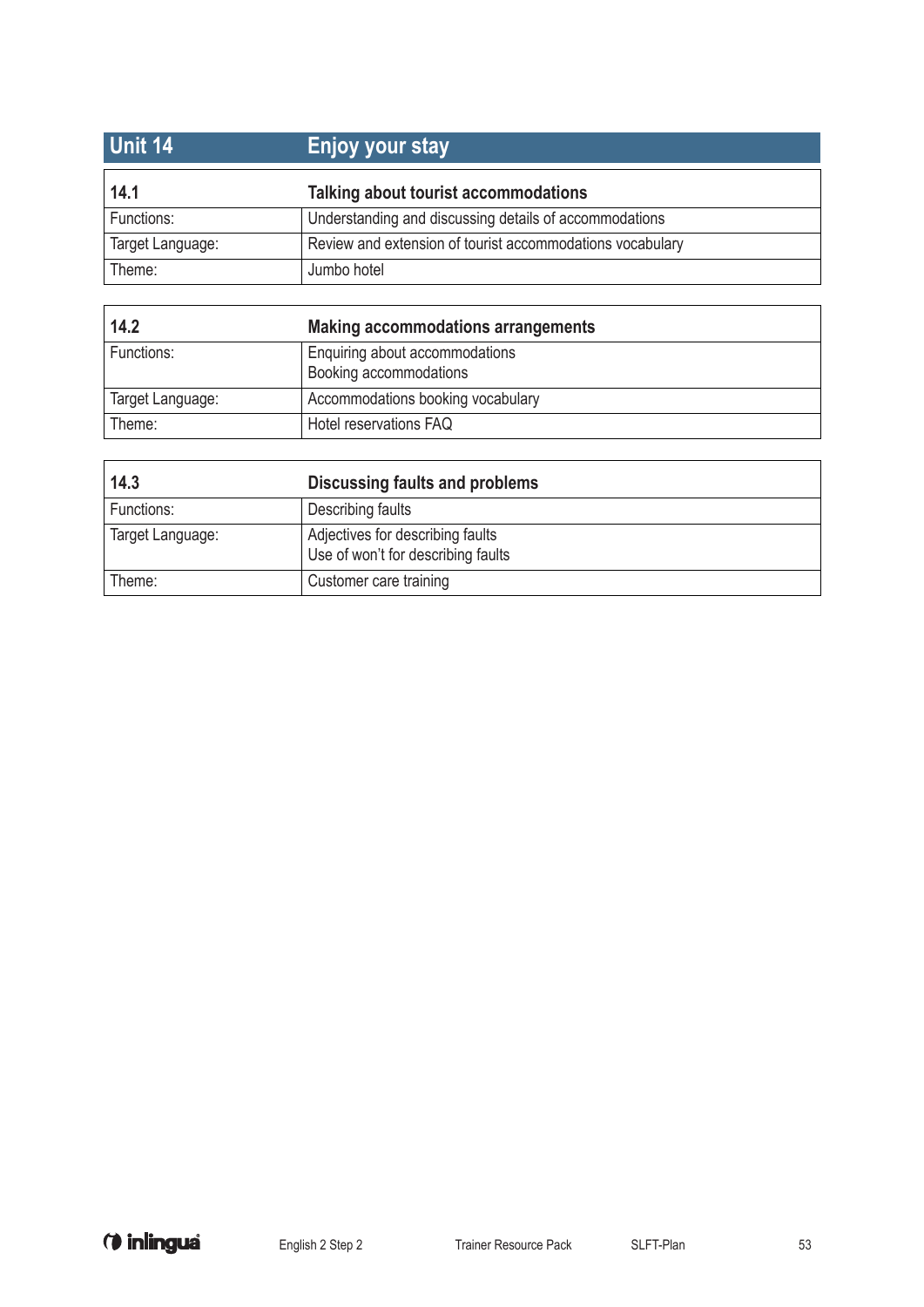## Unit 14 Enjoy your stay

| 14.1 | Talking about tourist accommodations |
|---|---|
| Functions: | Understanding and discussing details of accommodations |
| Target Language: | Review and extension of tourist accommodations vocabulary |
| Theme: | Jumbo hotel |

| 14.2 | Making accommodations arrangements |
|---|---|
| Functions: | Enquiring about accommodations<br>Booking accommodations |
| Target Language: | Accommodations booking vocabulary |
| Theme: | Hotel reservations FAQ |

| 14.3 | Discussing faults and problems |
|---|---|
| Functions: | Describing faults |
| Target Language: | Adjectives for describing faults<br>Use of won't for describing faults |
| Theme: | Customer care training |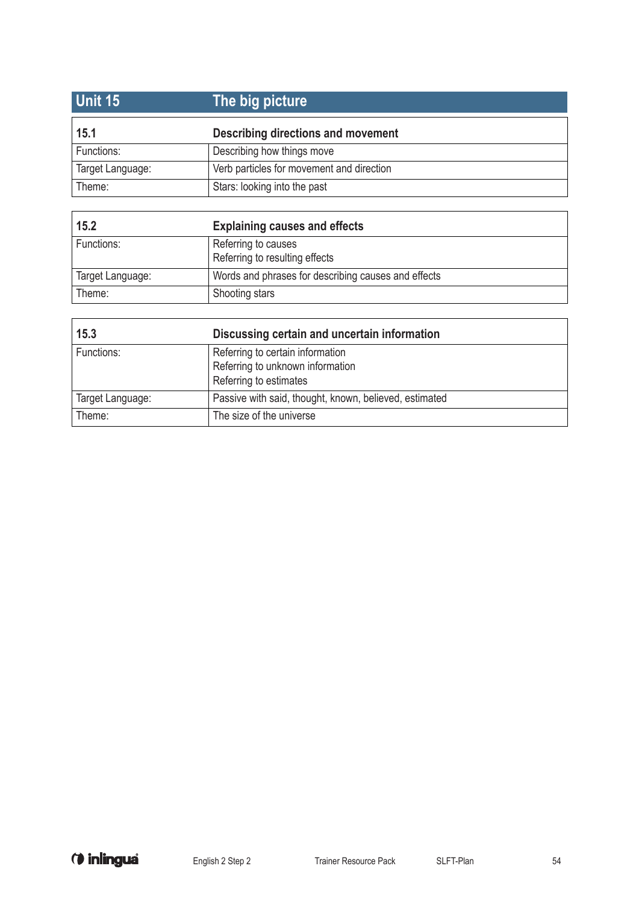# Unit 15 The big picture

| 15.1 | Describing directions and movement |
|---|---|
| Functions: | Describing how things move |
| Target Language: | Verb particles for movement and direction |
| Theme: | Stars: looking into the past |

| 15.2 | Explaining causes and effects |
|---|---|
| Functions: | Referring to causes<br>Referring to resulting effects |
| Target Language: | Words and phrases for describing causes and effects |
| Theme: | Shooting stars |

| 15.3 | Discussing certain and uncertain information |
|---|---|
| Functions: | Referring to certain information<br>Referring to unknown information<br>Referring to estimates |
| Target Language: | Passive with said, thought, known, believed, estimated |
| Theme: | The size of the universe |